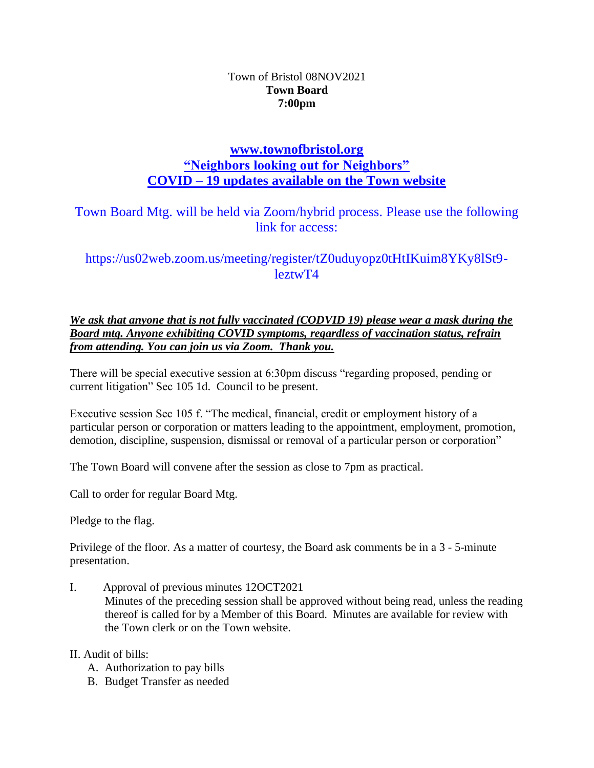Town of Bristol 08NOV2021

**Town Board**

**7:00pm**

**www.townofbristol.org**

**"Neighbors looking out for Neighbors"**

**COVID – 19 updates available on the Town website**

Town Board Mtg. will be held via Zoom/hybrid process. Please use the following link for access:

https://us02web.zoom.us/meeting/register/tZ0uduyopz0tHtIKuim8YKy8lSt9-leztwT4

***We ask that anyone that is not fully vaccinated (CODVID 19) please wear a mask during the Board mtg. Anyone exhibiting COVID symptoms, regardless of vaccination status, refrain from attending. You can join us via Zoom. Thank you.***

There will be special executive session at 6:30pm discuss "regarding proposed, pending or current litigation" Sec 105 1d. Council to be present.

Executive session Sec 105 f. "The medical, financial, credit or employment history of a particular person or corporation or matters leading to the appointment, employment, promotion, demotion, discipline, suspension, dismissal or removal of a particular person or corporation"

The Town Board will convene after the session as close to 7pm as practical.

Call to order for regular Board Mtg.

Pledge to the flag.

Privilege of the floor. As a matter of courtesy, the Board ask comments be in a 3 - 5-minute presentation.

I. Approval of previous minutes 12OCT2021
   Minutes of the preceding session shall be approved without being read, unless the reading thereof is called for by a Member of this Board. Minutes are available for review with the Town clerk or on the Town website.

II. Audit of bills:
   A. Authorization to pay bills
   B. Budget Transfer as needed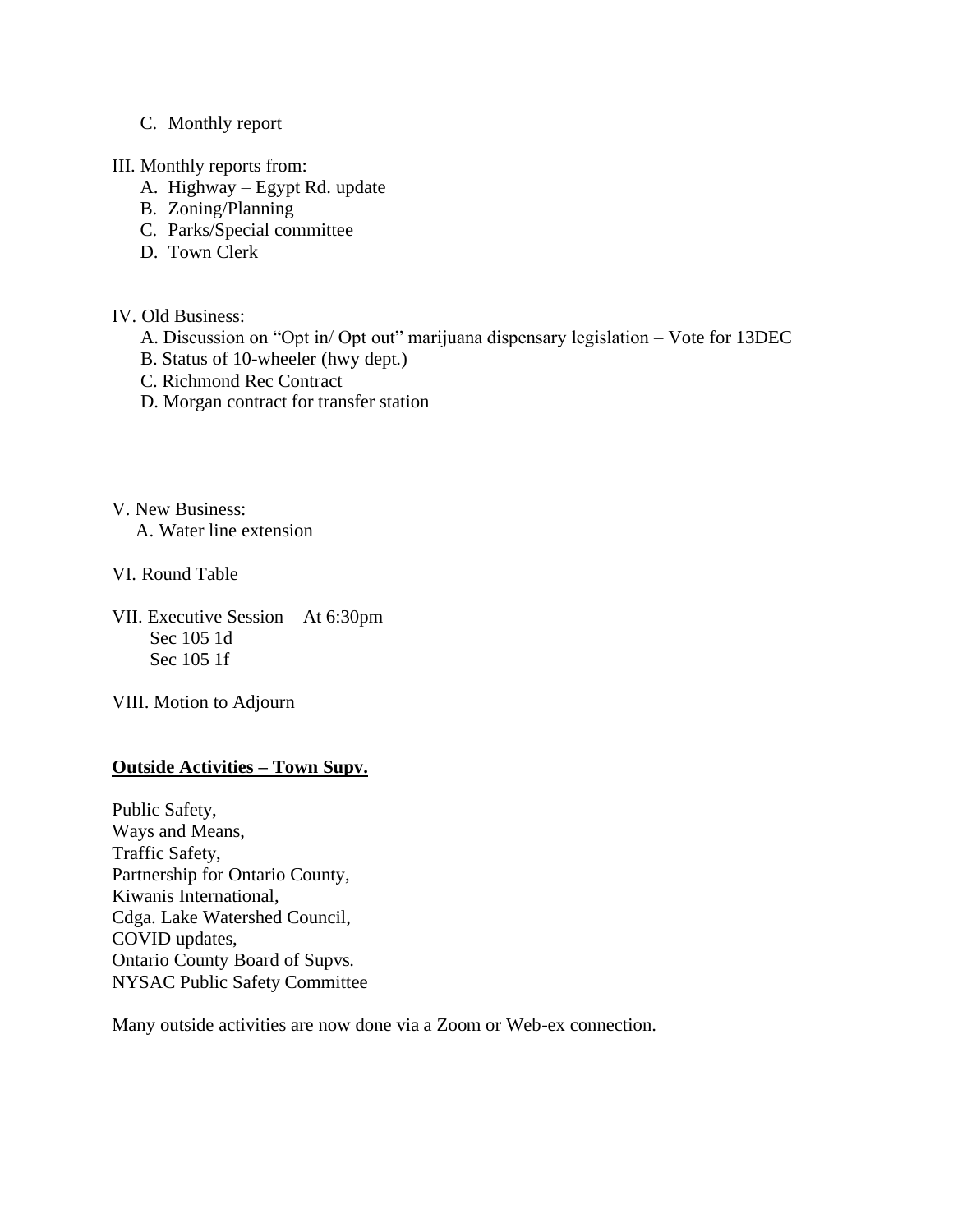C. Monthly report

III. Monthly reports from:

A. Highway – Egypt Rd. update
B. Zoning/Planning
C. Parks/Special committee
D. Town Clerk

IV. Old Business:

A. Discussion on "Opt in/ Opt out" marijuana dispensary legislation – Vote for 13DEC
B. Status of 10-wheeler (hwy dept.)
C. Richmond Rec Contract
D. Morgan contract for transfer station

V. New Business:

A. Water line extension

VI. Round Table

VII. Executive Session – At 6:30pm
Sec 105 1d
Sec 105 1f

VIII. Motion to Adjourn

**Outside Activities – Town Supv.**

Public Safety,
Ways and Means,
Traffic Safety,
Partnership for Ontario County,
Kiwanis International,
Cdga. Lake Watershed Council,
COVID updates,
Ontario County Board of Supvs.
NYSAC Public Safety Committee

Many outside activities are now done via a Zoom or Web-ex connection.